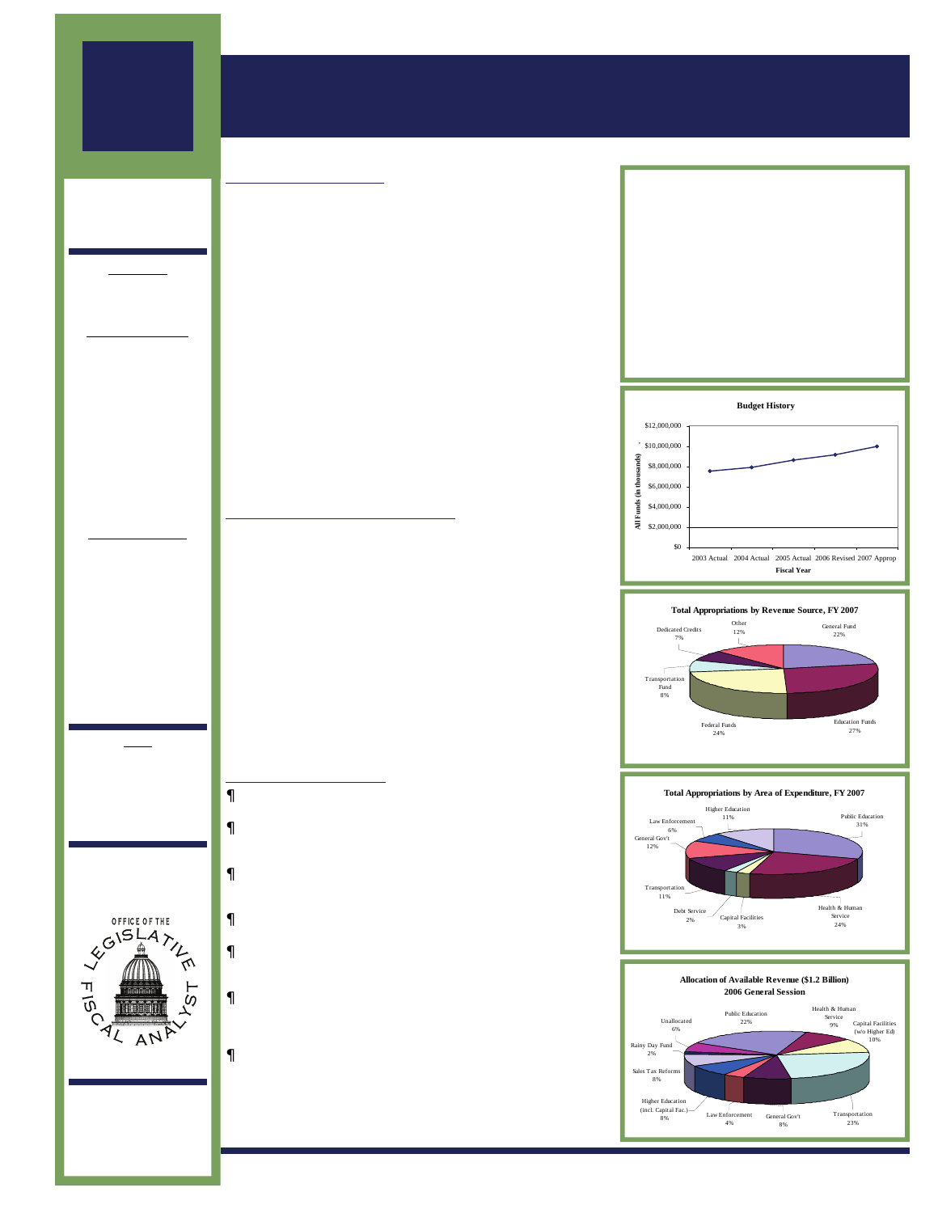**Budget History**

| Fiscal Year | All Funds (in thousands) |
|---|---|
| 2003 Actual | |
| 2004 Actual | |
| 2005 Actual | |
| 2006 Revised | |
| 2007 Approp | |

**Total Appropriations by Revenue Source, FY 2007**

| Revenue Source | Percent |
|---|---|
| General Fund | 22% |
| Education Funds | 27% |
| Federal Funds | 24% |
| Transportation Fund | 8% |
| Dedicated Credits | 7% |
| Other | 12% |

**Total Appropriations by Area of Expenditure, FY 2007**

| Area of Expenditure | Percent |
|---|---|
| Public Education | 31% |
| Health & Human Service | 24% |
| Capital Facilities | 3% |
| Debt Service | 2% |
| Transportation | 11% |
| General Gov't | 12% |
| Law Enforcement | 6% |
| Higher Education | 11% |

**Allocation of Available Revenue ($1.2 Billion) 2006 General Session**

| Area | Percent |
|---|---|
| Public Education | 22% |
| Health & Human Service | 9% |
| Capital Facilities (w/o Higher Ed) | 10% |
| Transportation | 23% |
| General Gov't | 8% |
| Law Enforcement | 4% |
| Higher Education (incl. Capital Fac.) | 8% |
| Sales Tax Reforms | 8% |
| Rainy Day Fund | 2% |
| Unallocated | 6% |

OFFICE OF THE LEGISLATIVE FISCAL ANALYST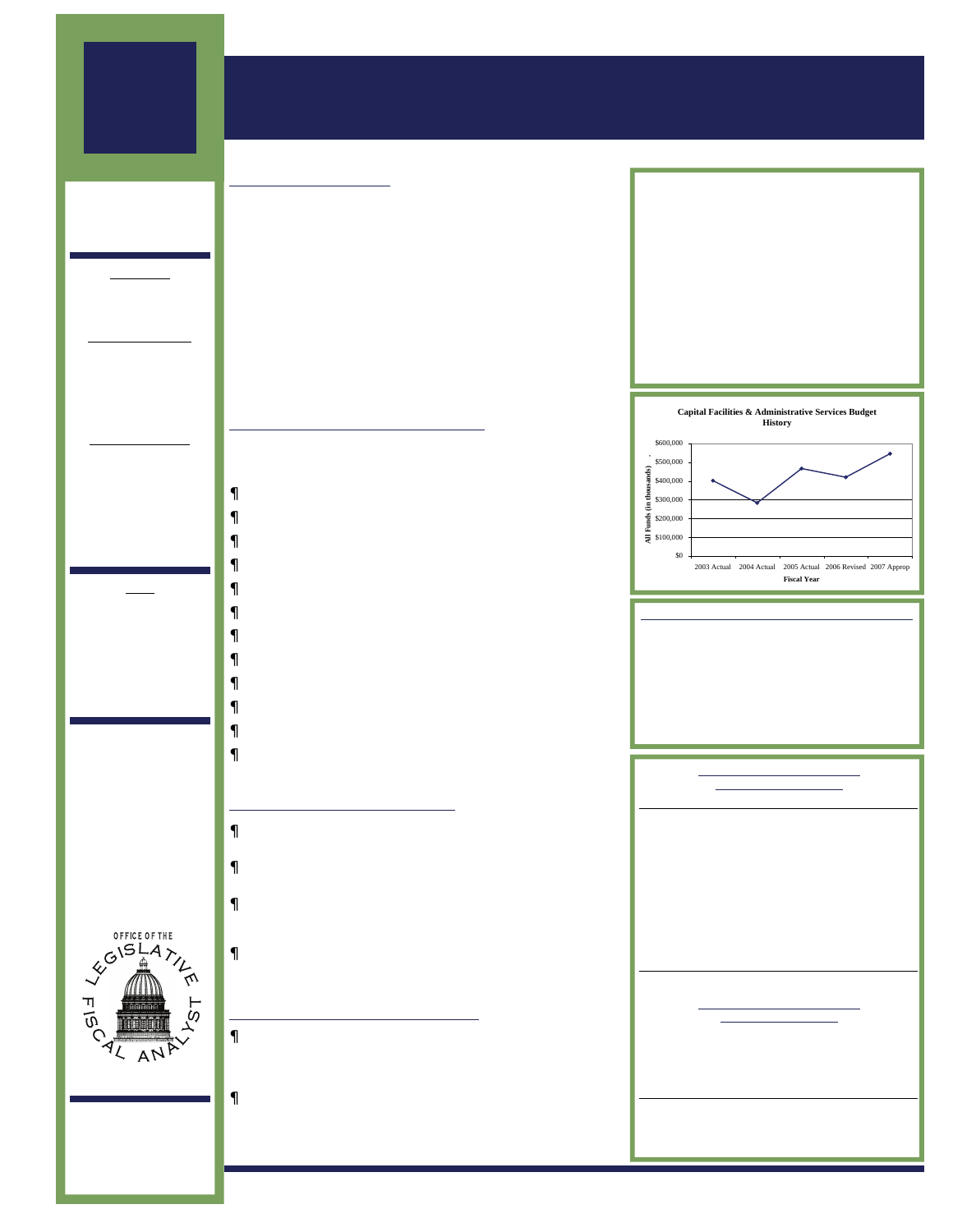**Capital Facilities & Administrative Services Budget History**

All Funds (in thousands): $0, $100,000, $200,000, $300,000, $400,000, $500,000, $600,000

Fiscal Year: 2003 Actual, 2004 Actual, 2005 Actual, 2006 Revised, 2007 Approp

OFFICE OF THE LEGISLATIVE FISCAL ANALYST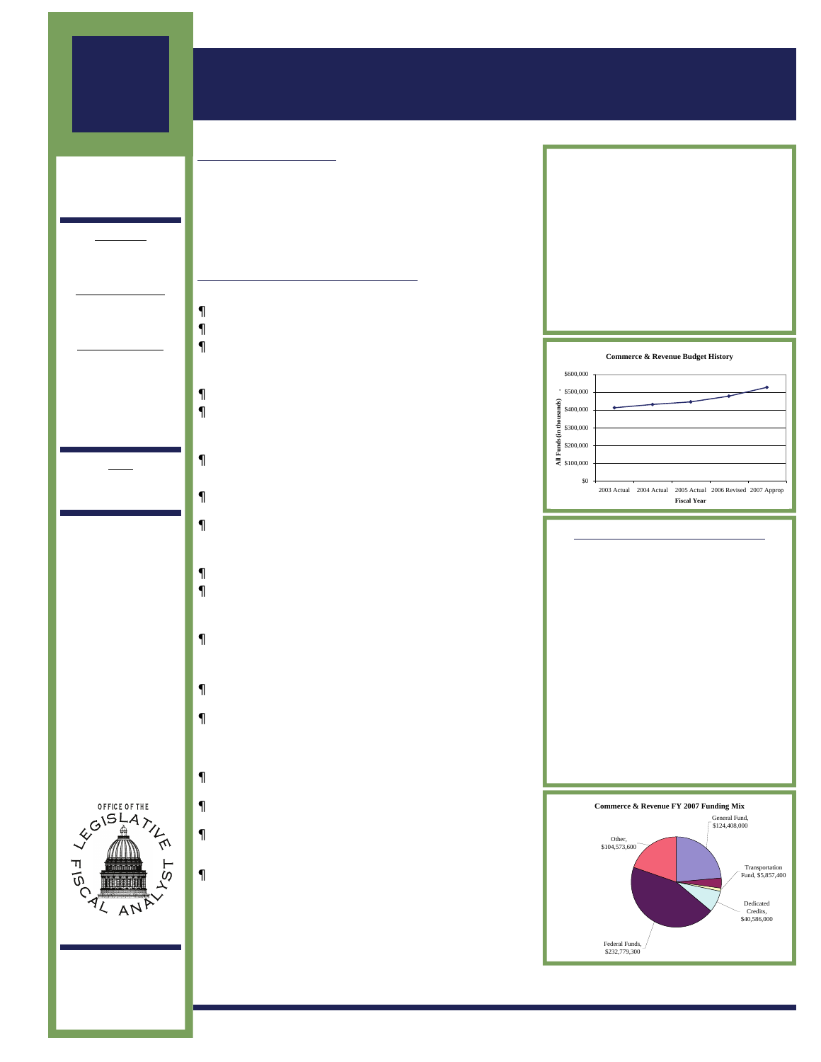**Commerce & Revenue Budget History**

| Fiscal Year | All Funds (in thousands) |
|---|---|
| 2003 Actual | |
| 2004 Actual | |
| 2005 Actual | |
| 2006 Revised | |
| 2007 Approp | |

Y-axis: All Funds (in thousands), $0 to $600,000 in $100,000 increments

X-axis: Fiscal Year

**Commerce & Revenue FY 2007 Funding Mix**

| Source | Amount |
|---|---|
| General Fund | $124,408,000 |
| Transportation Fund | $5,857,400 |
| Dedicated Credits | $40,586,000 |
| Federal Funds | $232,779,300 |
| Other | $104,573,600 |

OFFICE OF THE LEGISLATIVE FISCAL ANALYST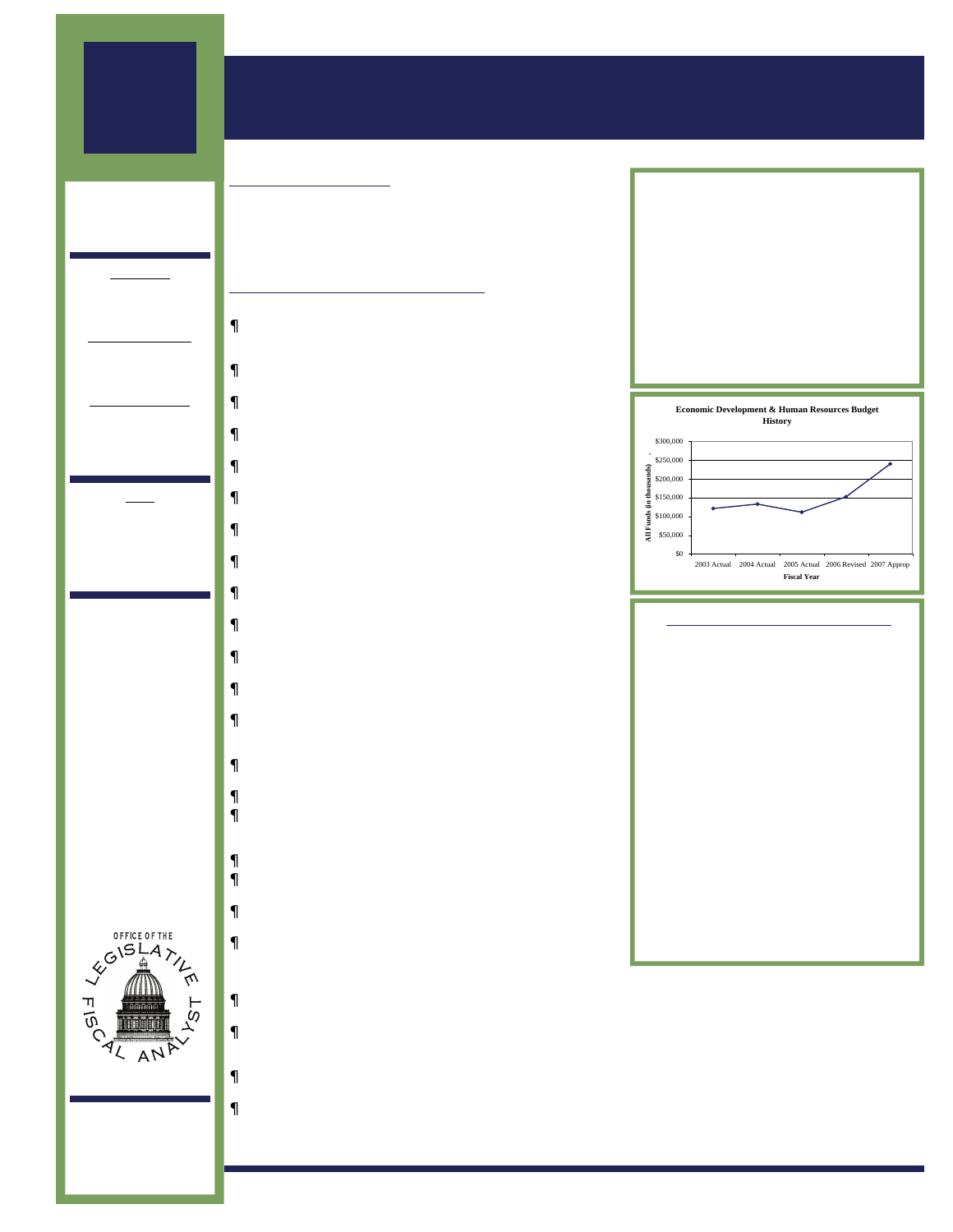**Economic Development & Human Resources Budget History**

All Funds (in thousands): $0 – $300,000

Fiscal Year: 2003 Actual, 2004 Actual, 2005 Actual, 2006 Revised, 2007 Approp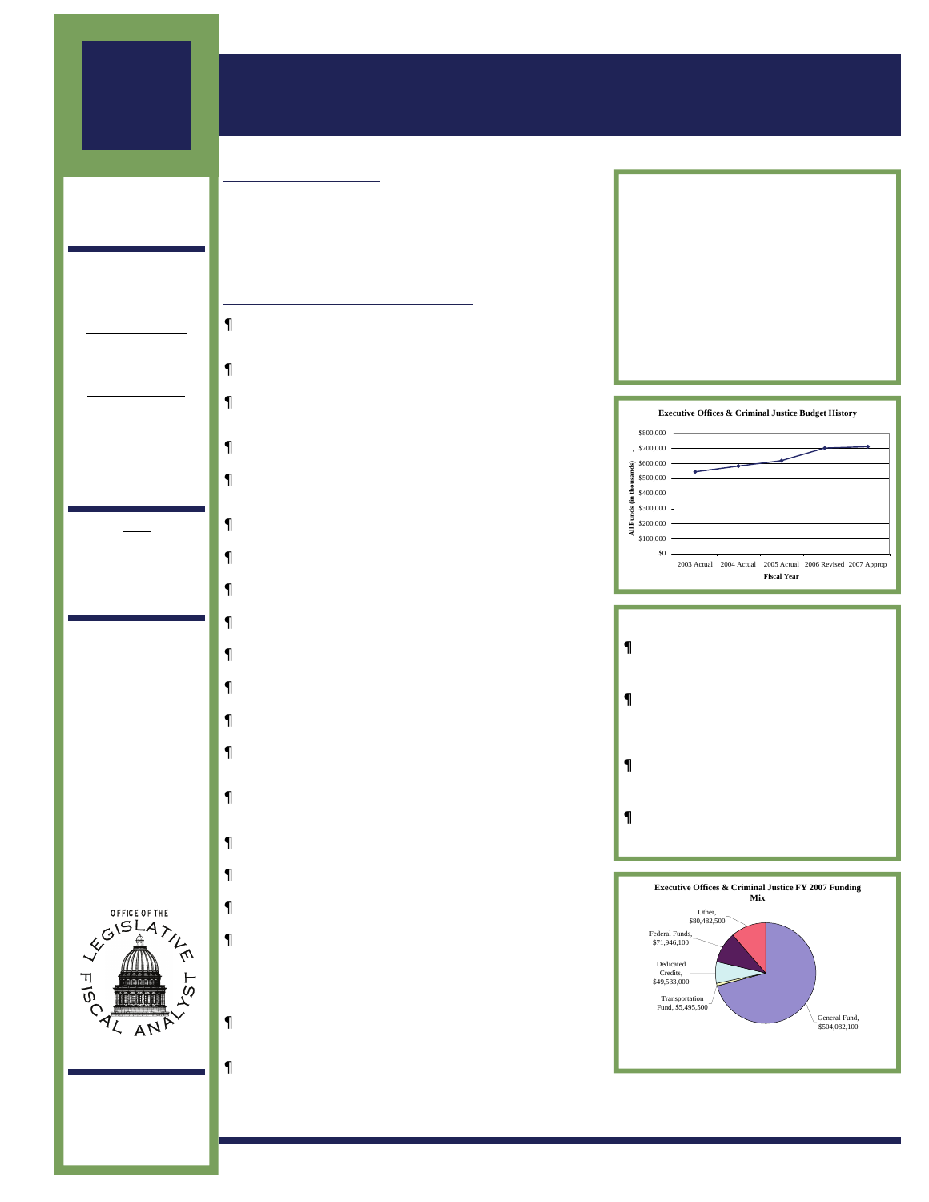Executive Offices & Criminal Justice Budget History

| Fiscal Year | All Funds (in thousands) |
| --- | --- |
| 2003 Actual | |
| 2004 Actual | |
| 2005 Actual | |
| 2006 Revised | |
| 2007 Approp | |

Executive Offices & Criminal Justice FY 2007 Funding Mix

| Source | Amount |
| --- | --- |
| General Fund | $504,082,100 |
| Transportation Fund | $5,495,500 |
| Dedicated Credits | $49,533,000 |
| Federal Funds | $71,946,100 |
| Other | $80,482,500 |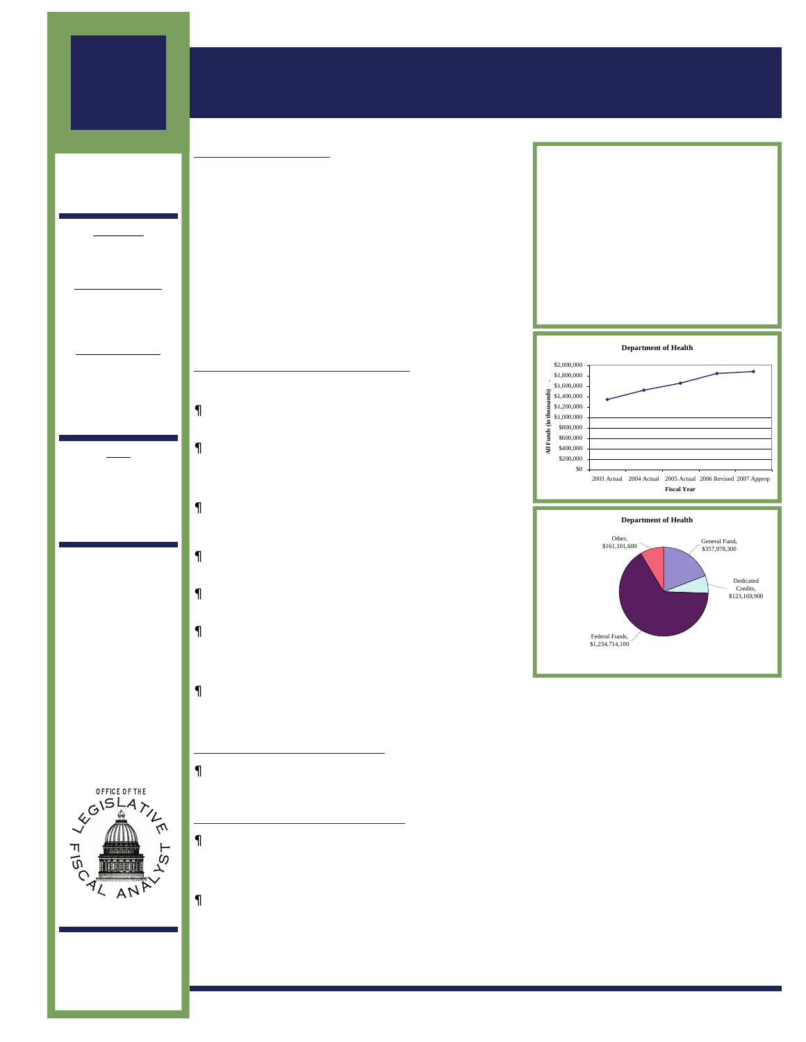**Department of Health**

All Funds (in thousands)

$2,000,000
$1,800,000
$1,600,000
$1,400,000
$1,200,000
$1,000,000
$800,000
$600,000
$400,000
$200,000
$0

2003 Actual | 2004 Actual | 2005 Actual | 2006 Revised | 2007 Approp

Fiscal Year

**Department of Health**

| Source | Amount |
|---|---|
| General Fund | $357,978,300 |
| Dedicated Credits | $123,169,900 |
| Federal Funds | $1,234,714,100 |
| Other | $161,101,600 |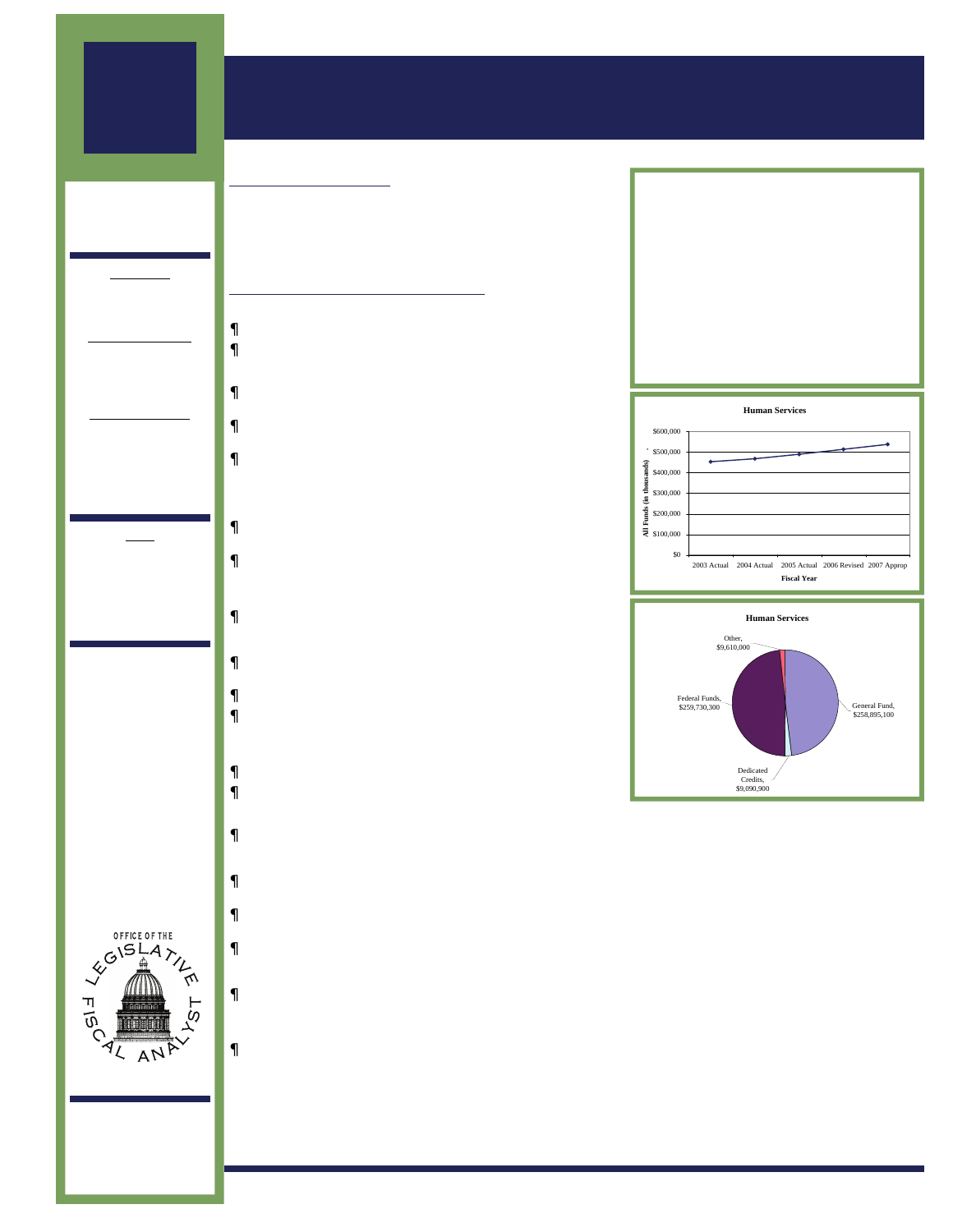OFFICE OF THE LEGISLATIVE FISCAL ANALYST

**Human Services**

All Funds (in thousands)

| Fiscal Year | 2003 Actual | 2004 Actual | 2005 Actual | 2006 Revised | 2007 Approp |
|---|---|---|---|---|---|

Axis: $0, $100,000, $200,000, $300,000, $400,000, $500,000, $600,000

**Human Services**

| Source | Amount |
|---|---|
| General Fund | $258,895,100 |
| Federal Funds | $259,730,300 |
| Dedicated Credits | $9,090,900 |
| Other | $9,610,000 |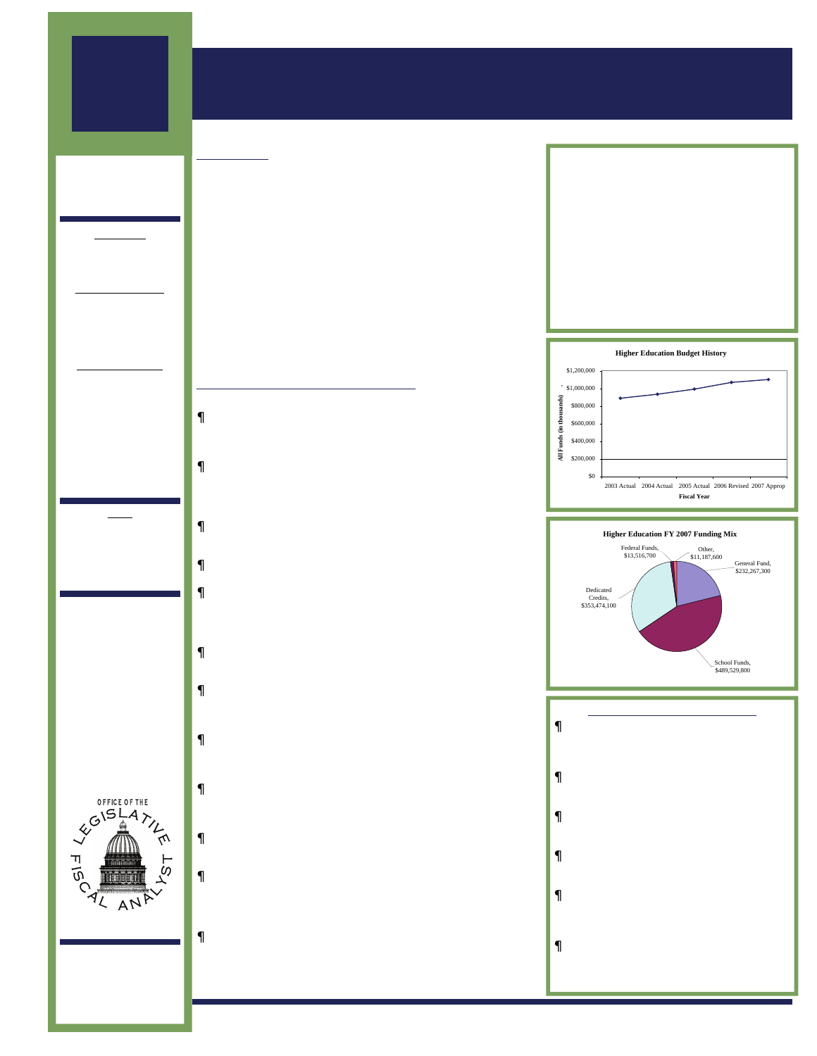**Higher Education Budget History**

| Fiscal Year | All Funds (in thousands) |
|---|---|
| 2003 Actual | |
| 2004 Actual | |
| 2005 Actual | |
| 2006 Revised | |
| 2007 Approp | |

Y-axis: $0 to $1,200,000

**Higher Education FY 2007 Funding Mix**

| Source | Amount |
|---|---|
| General Fund | $232,267,300 |
| School Funds | $489,529,800 |
| Dedicated Credits | $353,474,100 |
| Federal Funds | $13,516,700 |
| Other | $11,187,600 |

¶

¶

¶

¶

¶

¶

¶

¶

¶

¶

¶

¶

¶

¶

¶

¶

¶

¶

OFFICE OF THE LEGISLATIVE FISCAL ANALYST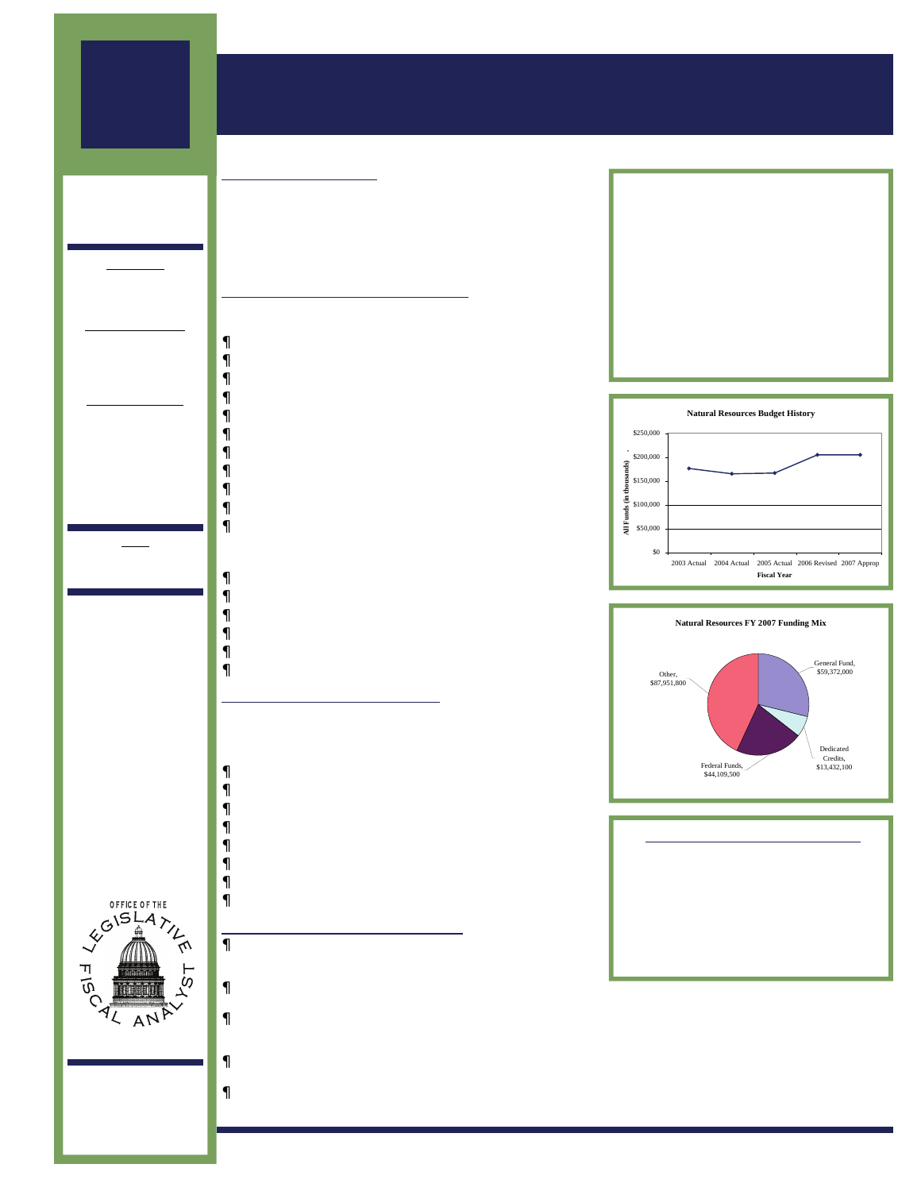**Natural Resources Budget History**

All Funds (in thousands)

$250,000
$200,000
$150,000
$100,000
$50,000
$0

2003 Actual | 2004 Actual | 2005 Actual | 2006 Revised | 2007 Approp

Fiscal Year

**Natural Resources FY 2007 Funding Mix**

| Source | Amount |
| --- | --- |
| General Fund | $59,372,000 |
| Dedicated Credits | $13,432,100 |
| Federal Funds | $44,109,500 |
| Other | $87,951,800 |

OFFICE OF THE LEGISLATIVE FISCAL ANALYST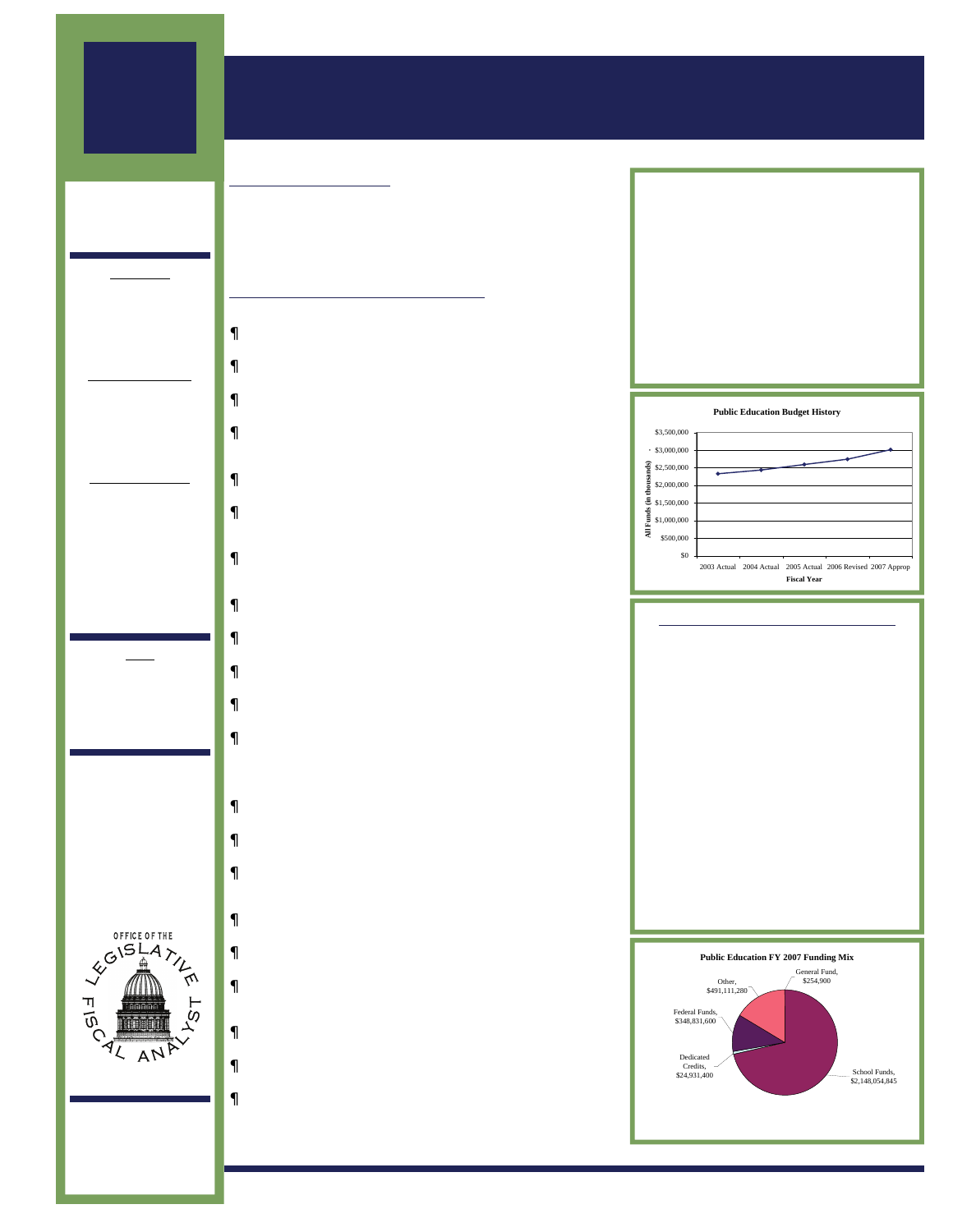**Public Education Budget History**

| Fiscal Year | All Funds (in thousands) |
| --- | --- |
| 2003 Actual | |
| 2004 Actual | |
| 2005 Actual | |
| 2006 Revised | |
| 2007 Approp | |

**Public Education FY 2007 Funding Mix**

| Source | Amount |
| --- | --- |
| General Fund | $254,900 |
| School Funds | $2,148,054,845 |
| Dedicated Credits | $24,931,400 |
| Federal Funds | $348,831,600 |
| Other | $491,111,280 |

OFFICE OF THE LEGISLATIVE FISCAL ANALYST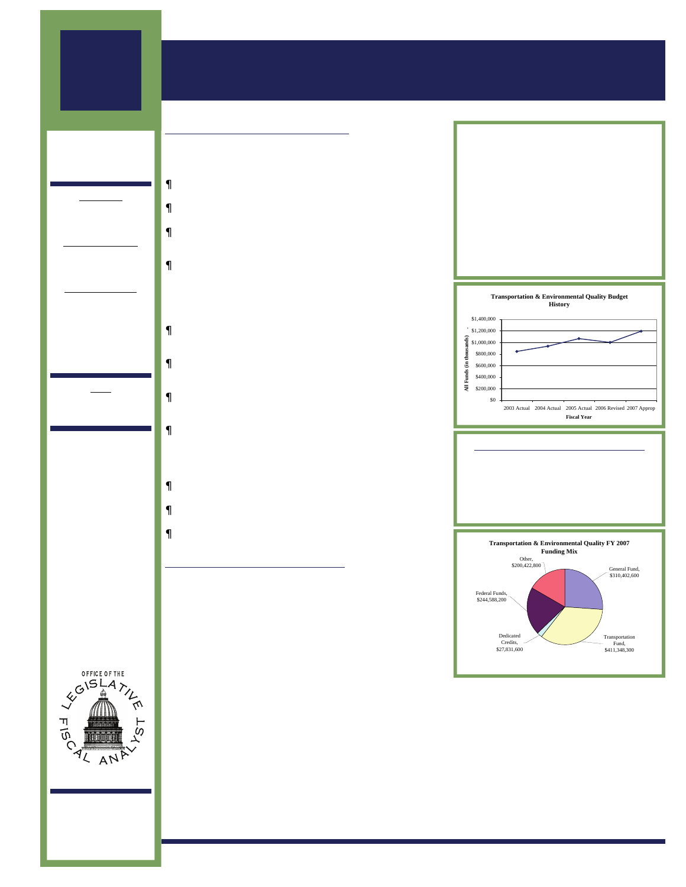Transportation & Environmental Quality Budget History

$1,400,000
$1,200,000
$1,000,000
$800,000
$600,000
$400,000
$200,000
$0

All Funds (in thousands)

2003 Actual
2004 Actual
2005 Actual
2006 Revised
2007 Approp

Fiscal Year

Transportation & Environmental Quality FY 2007 Funding Mix

General Fund, $310,402,600

Transportation Fund, $411,348,300

Dedicated Credits, $27,831,600

Federal Funds, $244,588,200

Other, $200,422,800

OFFICE OF THE LEGISLATIVE FISCAL ANALYST